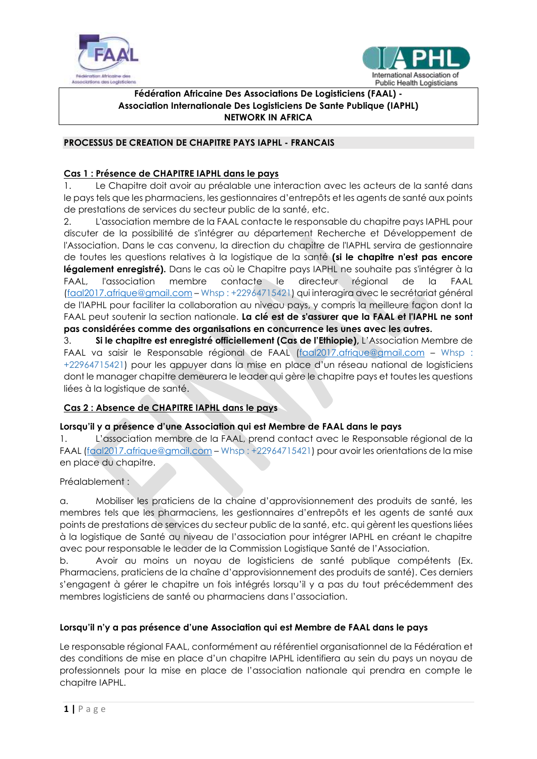**Fédération Africaine Des Associations De Logisticiens (FAAL) -**
**Association Internationale Des Logisticiens De Sante Publique (IAPHL)**
**NETWORK IN AFRICA**

## PROCESSUS DE CREATION DE CHAPITRE PAYS IAPHL - FRANCAIS

### Cas 1 : Présence de CHAPITRE IAPHL dans le pays

1. Le Chapitre doit avoir au préalable une interaction avec les acteurs de la santé dans le pays tels que les pharmaciens, les gestionnaires d'entrepôts et les agents de santé aux points de prestations de services du secteur public de la santé, etc.
2. L'association membre de la FAAL contacte le responsable du chapitre pays IAPHL pour discuter de la possibilité de s'intégrer au département Recherche et Développement de l'Association. Dans le cas convenu, la direction du chapitre de l'IAPHL servira de gestionnaire de toutes les questions relatives à la logistique de la santé **(si le chapitre n'est pas encore légalement enregistré).** Dans le cas où le Chapitre pays IAPHL ne souhaite pas s'intégrer à la FAAL, l'association membre contacte le directeur régional de la FAAL (faal2017.afrique@gmail.com – Whsp : +22964715421) qui interagira avec le secrétariat général de l'IAPHL pour faciliter la collaboration au niveau pays, y compris la meilleure façon dont la FAAL peut soutenir la section nationale. **La clé est de s'assurer que la FAAL et l'IAPHL ne sont pas considérées comme des organisations en concurrence les unes avec les autres.**
3. **Si le chapitre est enregistré officiellement (Cas de l'Ethiopie),** L'Association Membre de FAAL va saisir le Responsable régional de FAAL (faal2017.afrique@gmail.com – Whsp : +22964715421) pour les appuyer dans la mise en place d'un réseau national de logisticiens dont le manager chapitre demeurera le leader qui gère le chapitre pays et toutes les questions liées à la logistique de santé.

### Cas 2 : Absence de CHAPITRE IAPHL dans le pays

#### Lorsqu'il y a présence d'une Association qui est Membre de FAAL dans le pays

1. L'association membre de la FAAL, prend contact avec le Responsable régional de la FAAL (faal2017.afrique@gmail.com – Whsp : +22964715421) pour avoir les orientations de la mise en place du chapitre.

Préalablement :

a. Mobiliser les praticiens de la chaine d'approvisionnement des produits de santé, les membres tels que les pharmaciens, les gestionnaires d'entrepôts et les agents de santé aux points de prestations de services du secteur public de la santé, etc. qui gèrent les questions liées à la logistique de Santé au niveau de l'association pour intégrer IAPHL en créant le chapitre avec pour responsable le leader de la Commission Logistique Santé de l'Association.

b. Avoir au moins un noyau de logisticiens de santé publique compétents (Ex. Pharmaciens, praticiens de la chaîne d'approvisionnement des produits de santé). Ces derniers s'engagent à gérer le chapitre un fois intégrés lorsqu'il y a pas du tout précédemment des membres logisticiens de santé ou pharmaciens dans l'association.

#### Lorsqu'il n'y a pas présence d'une Association qui est Membre de FAAL dans le pays

Le responsable régional FAAL, conformément au référentiel organisationnel de la Fédération et des conditions de mise en place d'un chapitre IAPHL identifiera au sein du pays un noyau de professionnels pour la mise en place de l'association nationale qui prendra en compte le chapitre IAPHL.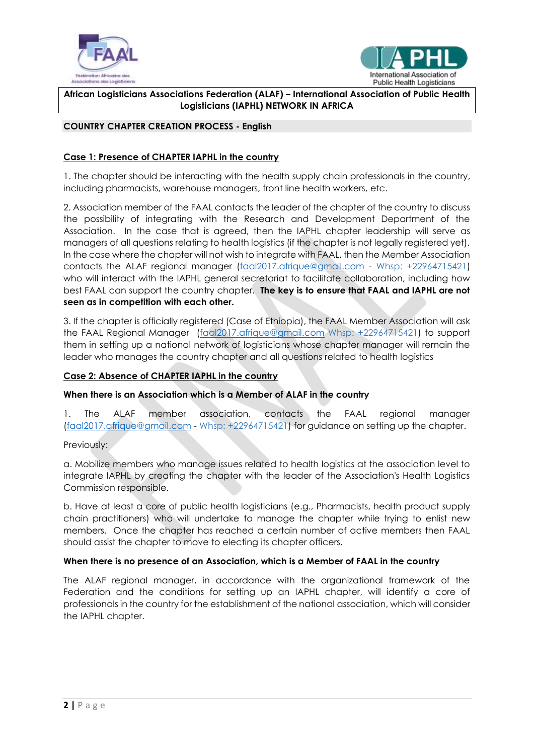**African Logisticians Associations Federation (ALAF) – International Association of Public Health Logisticians (IAPHL) NETWORK IN AFRICA**

## COUNTRY CHAPTER CREATION PROCESS - English

### Case 1: Presence of CHAPTER IAPHL in the country

1. The chapter should be interacting with the health supply chain professionals in the country, including pharmacists, warehouse managers, front line health workers, etc.

2. Association member of the FAAL contacts the leader of the chapter of the country to discuss the possibility of integrating with the Research and Development Department of the Association. In the case that is agreed, then the IAPHL chapter leadership will serve as managers of all questions relating to health logistics (if the chapter is not legally registered yet). In the case where the chapter will not wish to integrate with FAAL, then the Member Association contacts the ALAF regional manager (faal2017.afrique@gmail.com - Whsp: +22964715421) who will interact with the IAPHL general secretariat to facilitate collaboration, including how best FAAL can support the country chapter. **The key is to ensure that FAAL and IAPHL are not seen as in competition with each other.**

3. If the chapter is officially registered (Case of Ethiopia), the FAAL Member Association will ask the FAAL Regional Manager (faal2017.afrique@gmail.com Whsp: +22964715421) to support them in setting up a national network of logisticians whose chapter manager will remain the leader who manages the country chapter and all questions related to health logistics

### Case 2: Absence of CHAPTER IAPHL in the country

**When there is an Association which is a Member of ALAF in the country**

1. The ALAF member association, contacts the FAAL regional manager (faal2017.afrique@gmail.com - Whsp: +22964715421) for guidance on setting up the chapter.

Previously:

a. Mobilize members who manage issues related to health logistics at the association level to integrate IAPHL by creating the chapter with the leader of the Association's Health Logistics Commission responsible.

b. Have at least a core of public health logisticians (e.g., Pharmacists, health product supply chain practitioners) who will undertake to manage the chapter while trying to enlist new members. Once the chapter has reached a certain number of active members then FAAL should assist the chapter to move to electing its chapter officers.

**When there is no presence of an Association, which is a Member of FAAL in the country**

The ALAF regional manager, in accordance with the organizational framework of the Federation and the conditions for setting up an IAPHL chapter, will identify a core of professionals in the country for the establishment of the national association, which will consider the IAPHL chapter.